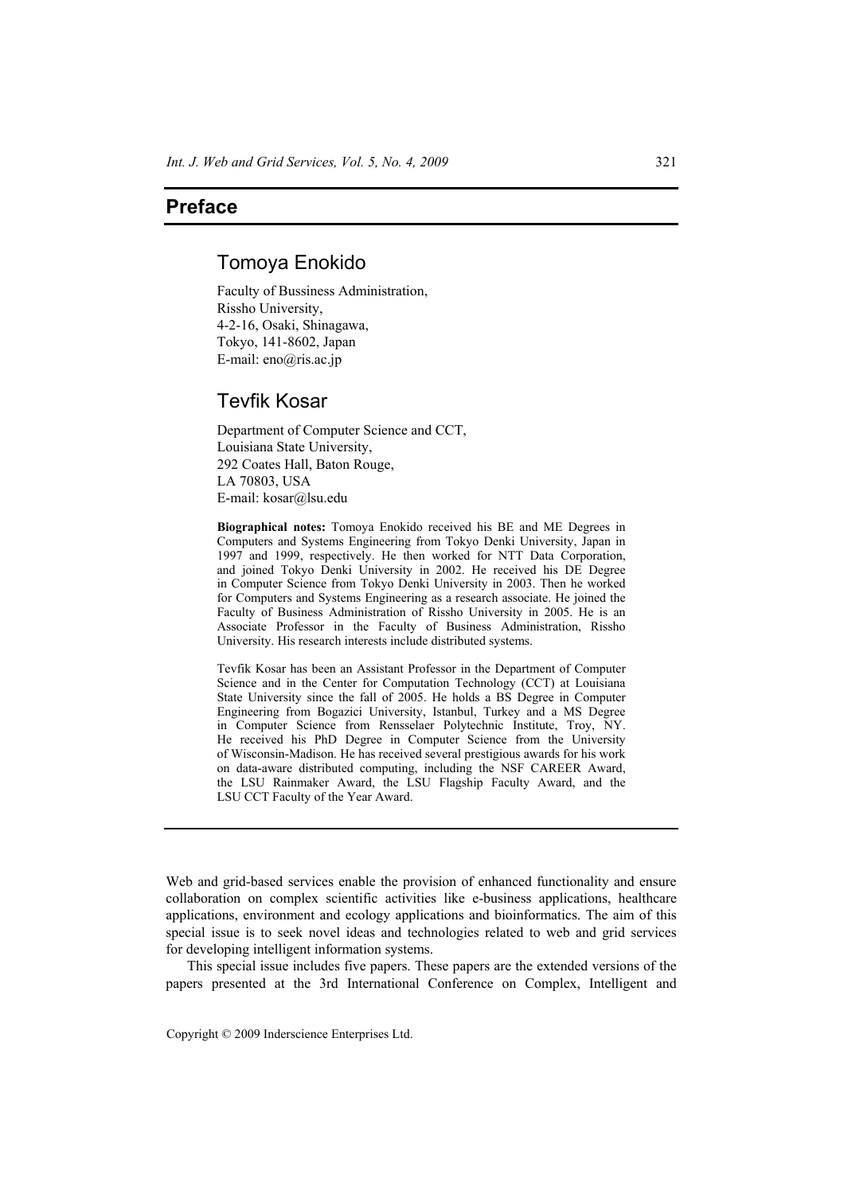# Preface

## Tomoya Enokido

Faculty of Bussiness Administration,
Rissho University,
4-2-16, Osaki, Shinagawa,
Tokyo, 141-8602, Japan
E-mail: eno@ris.ac.jp

## Tevfik Kosar

Department of Computer Science and CCT,
Louisiana State University,
292 Coates Hall, Baton Rouge,
LA 70803, USA
E-mail: kosar@lsu.edu

**Biographical notes:** Tomoya Enokido received his BE and ME Degrees in Computers and Systems Engineering from Tokyo Denki University, Japan in 1997 and 1999, respectively. He then worked for NTT Data Corporation, and joined Tokyo Denki University in 2002. He received his DE Degree in Computer Science from Tokyo Denki University in 2003. Then he worked for Computers and Systems Engineering as a research associate. He joined the Faculty of Business Administration of Rissho University in 2005. He is an Associate Professor in the Faculty of Business Administration, Rissho University. His research interests include distributed systems.

Tevfik Kosar has been an Assistant Professor in the Department of Computer Science and in the Center for Computation Technology (CCT) at Louisiana State University since the fall of 2005. He holds a BS Degree in Computer Engineering from Bogazici University, Istanbul, Turkey and a MS Degree in Computer Science from Rensselaer Polytechnic Institute, Troy, NY. He received his PhD Degree in Computer Science from the University of Wisconsin-Madison. He has received several prestigious awards for his work on data-aware distributed computing, including the NSF CAREER Award, the LSU Rainmaker Award, the LSU Flagship Faculty Award, and the LSU CCT Faculty of the Year Award.

---

Web and grid-based services enable the provision of enhanced functionality and ensure collaboration on complex scientific activities like e-business applications, healthcare applications, environment and ecology applications and bioinformatics. The aim of this special issue is to seek novel ideas and technologies related to web and grid services for developing intelligent information systems.

This special issue includes five papers. These papers are the extended versions of the papers presented at the 3rd International Conference on Complex, Intelligent and

Copyright © 2009 Inderscience Enterprises Ltd.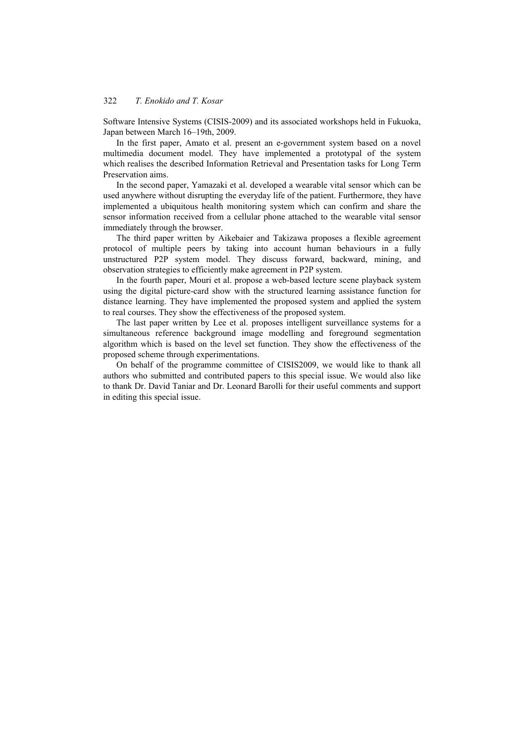Software Intensive Systems (CISIS-2009) and its associated workshops held in Fukuoka, Japan between March 16–19th, 2009.

In the first paper, Amato et al. present an e-government system based on a novel multimedia document model. They have implemented a prototypal of the system which realises the described Information Retrieval and Presentation tasks for Long Term Preservation aims.

In the second paper, Yamazaki et al. developed a wearable vital sensor which can be used anywhere without disrupting the everyday life of the patient. Furthermore, they have implemented a ubiquitous health monitoring system which can confirm and share the sensor information received from a cellular phone attached to the wearable vital sensor immediately through the browser.

The third paper written by Aikebaier and Takizawa proposes a flexible agreement protocol of multiple peers by taking into account human behaviours in a fully unstructured P2P system model. They discuss forward, backward, mining, and observation strategies to efficiently make agreement in P2P system.

In the fourth paper, Mouri et al. propose a web-based lecture scene playback system using the digital picture-card show with the structured learning assistance function for distance learning. They have implemented the proposed system and applied the system to real courses. They show the effectiveness of the proposed system.

The last paper written by Lee et al. proposes intelligent surveillance systems for a simultaneous reference background image modelling and foreground segmentation algorithm which is based on the level set function. They show the effectiveness of the proposed scheme through experimentations.

On behalf of the programme committee of CISIS2009, we would like to thank all authors who submitted and contributed papers to this special issue. We would also like to thank Dr. David Taniar and Dr. Leonard Barolli for their useful comments and support in editing this special issue.